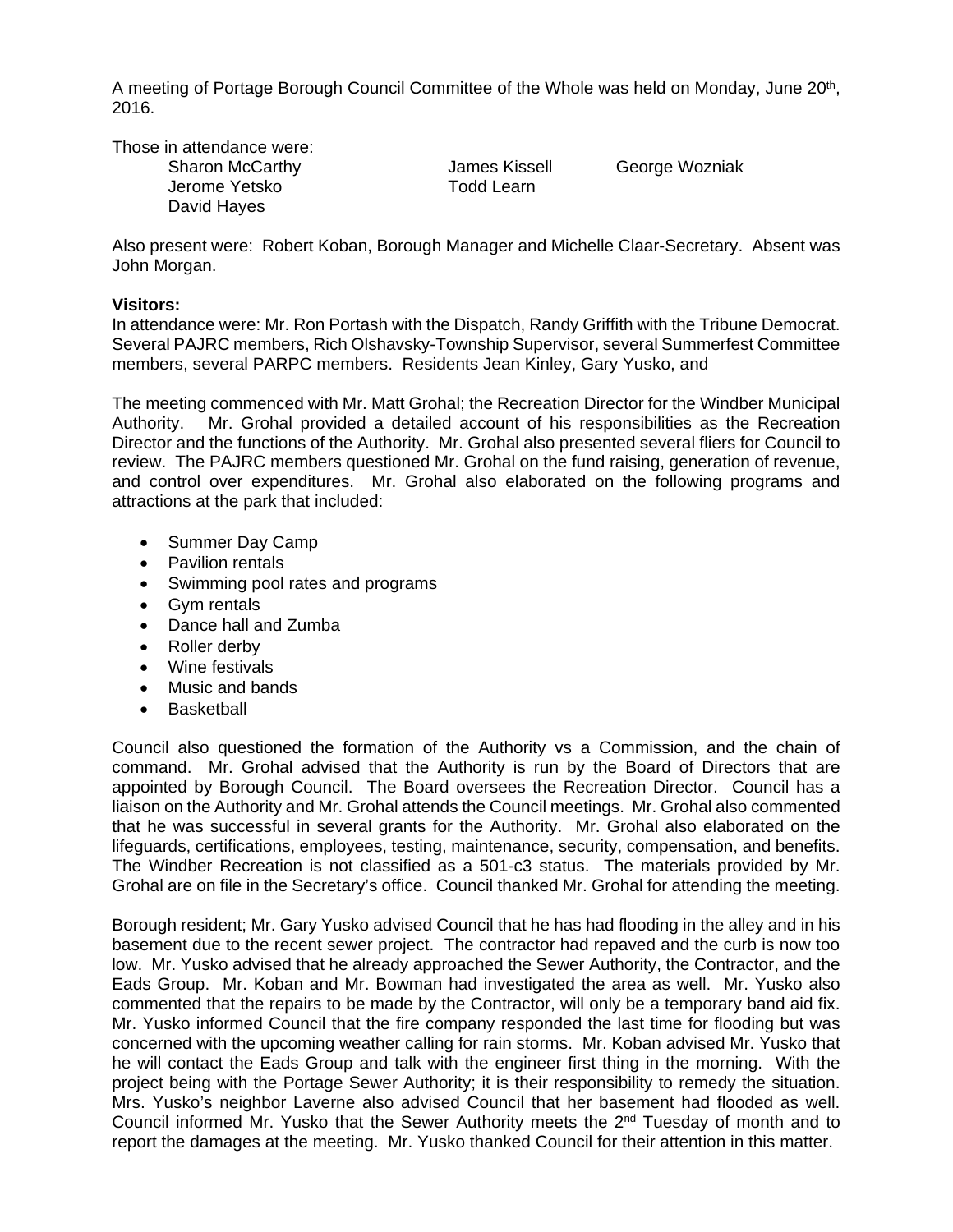A meeting of Portage Borough Council Committee of the Whole was held on Monday, June 20th, 2016.

Those in attendance were:

| | | |
|---|---|---|
| Sharon McCarthy | James Kissell | George Wozniak |
| Jerome Yetsko | Todd Learn | |
| David Hayes | | |

Also present were: Robert Koban, Borough Manager and Michelle Claar-Secretary. Absent was John Morgan.

**Visitors:**
In attendance were: Mr. Ron Portash with the Dispatch, Randy Griffith with the Tribune Democrat. Several PAJRC members, Rich Olshavsky-Township Supervisor, several Summerfest Committee members, several PARPC members. Residents Jean Kinley, Gary Yusko, and

The meeting commenced with Mr. Matt Grohal; the Recreation Director for the Windber Municipal Authority. Mr. Grohal provided a detailed account of his responsibilities as the Recreation Director and the functions of the Authority. Mr. Grohal also presented several fliers for Council to review. The PAJRC members questioned Mr. Grohal on the fund raising, generation of revenue, and control over expenditures. Mr. Grohal also elaborated on the following programs and attractions at the park that included:

- Summer Day Camp
- Pavilion rentals
- Swimming pool rates and programs
- Gym rentals
- Dance hall and Zumba
- Roller derby
- Wine festivals
- Music and bands
- Basketball

Council also questioned the formation of the Authority vs a Commission, and the chain of command. Mr. Grohal advised that the Authority is run by the Board of Directors that are appointed by Borough Council. The Board oversees the Recreation Director. Council has a liaison on the Authority and Mr. Grohal attends the Council meetings. Mr. Grohal also commented that he was successful in several grants for the Authority. Mr. Grohal also elaborated on the lifeguards, certifications, employees, testing, maintenance, security, compensation, and benefits. The Windber Recreation is not classified as a 501-c3 status. The materials provided by Mr. Grohal are on file in the Secretary's office. Council thanked Mr. Grohal for attending the meeting.

Borough resident; Mr. Gary Yusko advised Council that he has had flooding in the alley and in his basement due to the recent sewer project. The contractor had repaved and the curb is now too low. Mr. Yusko advised that he already approached the Sewer Authority, the Contractor, and the Eads Group. Mr. Koban and Mr. Bowman had investigated the area as well. Mr. Yusko also commented that the repairs to be made by the Contractor, will only be a temporary band aid fix. Mr. Yusko informed Council that the fire company responded the last time for flooding but was concerned with the upcoming weather calling for rain storms. Mr. Koban advised Mr. Yusko that he will contact the Eads Group and talk with the engineer first thing in the morning. With the project being with the Portage Sewer Authority; it is their responsibility to remedy the situation. Mrs. Yusko's neighbor Laverne also advised Council that her basement had flooded as well. Council informed Mr. Yusko that the Sewer Authority meets the 2nd Tuesday of month and to report the damages at the meeting. Mr. Yusko thanked Council for their attention in this matter.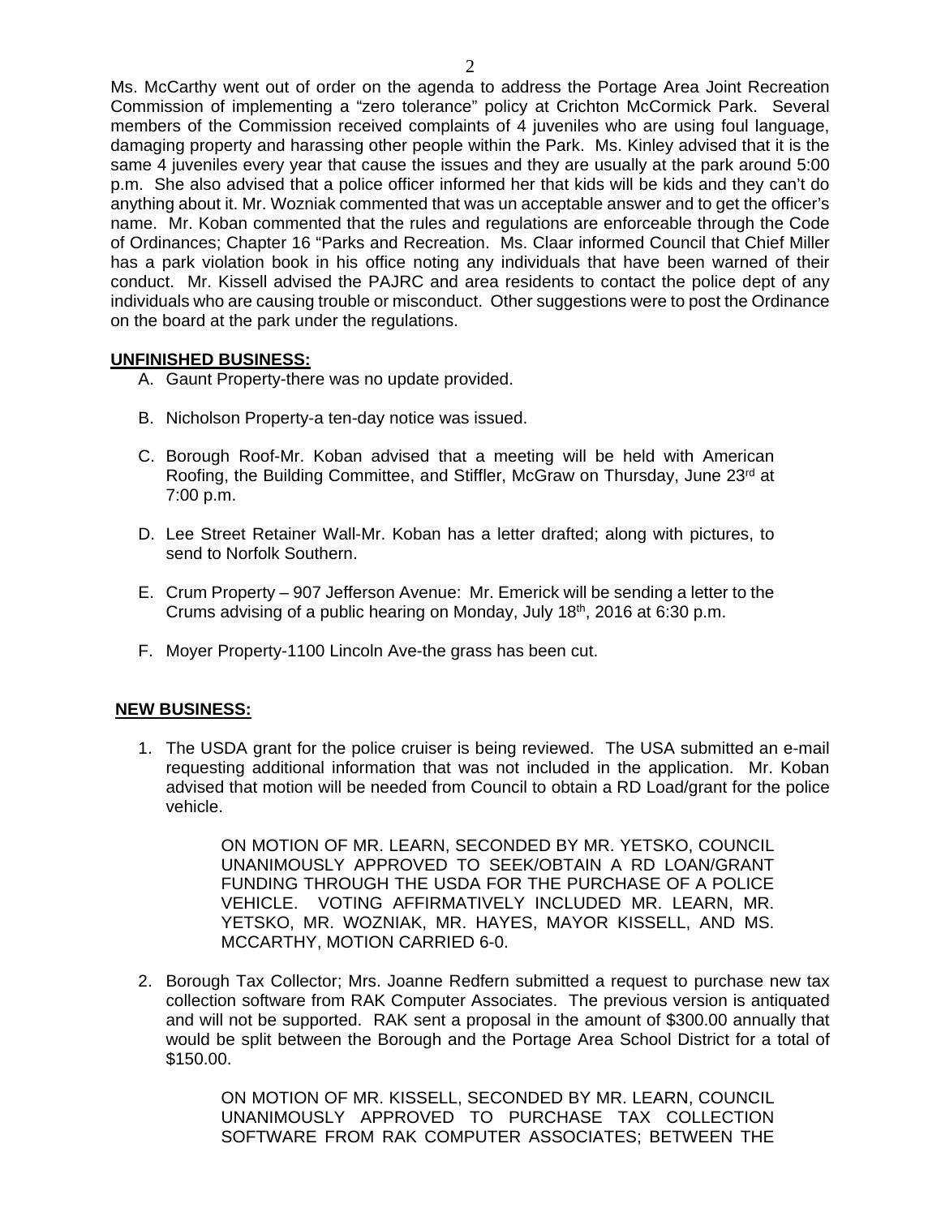Ms. McCarthy went out of order on the agenda to address the Portage Area Joint Recreation Commission of implementing a "zero tolerance" policy at Crichton McCormick Park. Several members of the Commission received complaints of 4 juveniles who are using foul language, damaging property and harassing other people within the Park. Ms. Kinley advised that it is the same 4 juveniles every year that cause the issues and they are usually at the park around 5:00 p.m. She also advised that a police officer informed her that kids will be kids and they can't do anything about it. Mr. Wozniak commented that was un acceptable answer and to get the officer's name. Mr. Koban commented that the rules and regulations are enforceable through the Code of Ordinances; Chapter 16 "Parks and Recreation. Ms. Claar informed Council that Chief Miller has a park violation book in his office noting any individuals that have been warned of their conduct. Mr. Kissell advised the PAJRC and area residents to contact the police dept of any individuals who are causing trouble or misconduct. Other suggestions were to post the Ordinance on the board at the park under the regulations.

**UNFINISHED BUSINESS:**

A. Gaunt Property-there was no update provided.

B. Nicholson Property-a ten-day notice was issued.

C. Borough Roof-Mr. Koban advised that a meeting will be held with American Roofing, the Building Committee, and Stiffler, McGraw on Thursday, June 23rd at 7:00 p.m.

D. Lee Street Retainer Wall-Mr. Koban has a letter drafted; along with pictures, to send to Norfolk Southern.

E. Crum Property – 907 Jefferson Avenue: Mr. Emerick will be sending a letter to the Crums advising of a public hearing on Monday, July 18th, 2016 at 6:30 p.m.

F. Moyer Property-1100 Lincoln Ave-the grass has been cut.

**NEW BUSINESS:**

1. The USDA grant for the police cruiser is being reviewed. The USA submitted an e-mail requesting additional information that was not included in the application. Mr. Koban advised that motion will be needed from Council to obtain a RD Load/grant for the police vehicle.

   ON MOTION OF MR. LEARN, SECONDED BY MR. YETSKO, COUNCIL UNANIMOUSLY APPROVED TO SEEK/OBTAIN A RD LOAN/GRANT FUNDING THROUGH THE USDA FOR THE PURCHASE OF A POLICE VEHICLE. VOTING AFFIRMATIVELY INCLUDED MR. LEARN, MR. YETSKO, MR. WOZNIAK, MR. HAYES, MAYOR KISSELL, AND MS. MCCARTHY, MOTION CARRIED 6-0.

2. Borough Tax Collector; Mrs. Joanne Redfern submitted a request to purchase new tax collection software from RAK Computer Associates. The previous version is antiquated and will not be supported. RAK sent a proposal in the amount of $300.00 annually that would be split between the Borough and the Portage Area School District for a total of $150.00.

   ON MOTION OF MR. KISSELL, SECONDED BY MR. LEARN, COUNCIL UNANIMOUSLY APPROVED TO PURCHASE TAX COLLECTION SOFTWARE FROM RAK COMPUTER ASSOCIATES; BETWEEN THE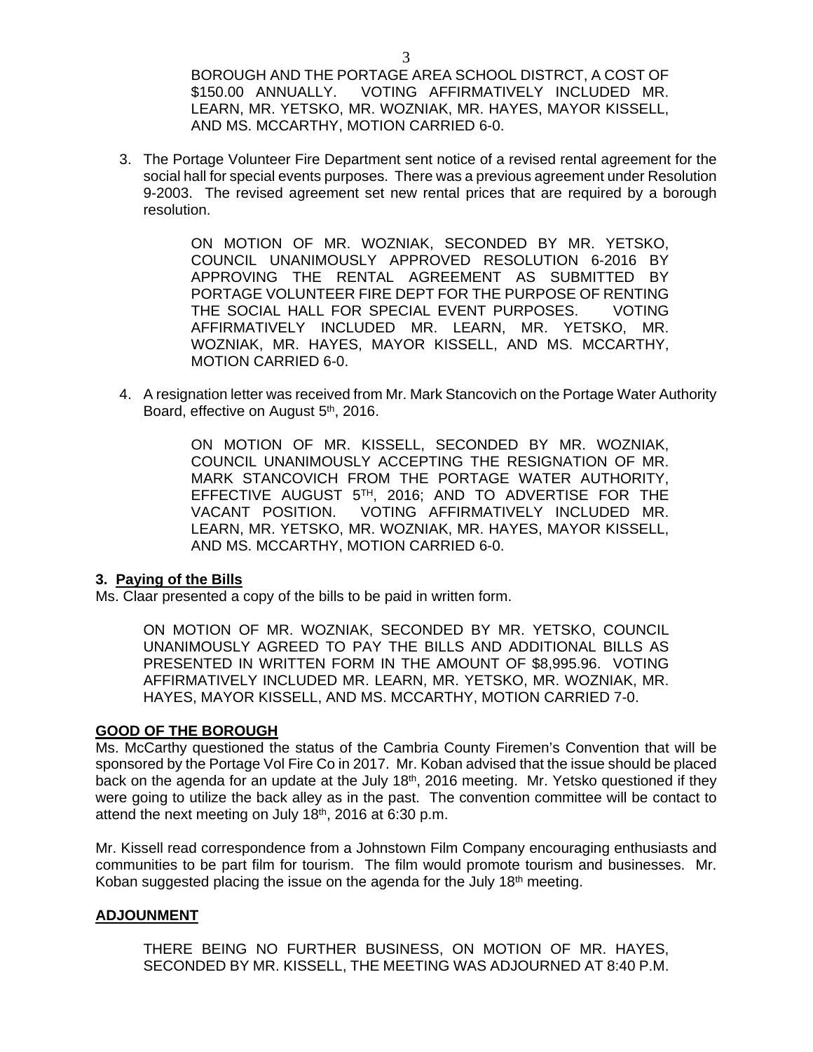BOROUGH AND THE PORTAGE AREA SCHOOL DISTRCT, A COST OF $150.00 ANNUALLY. VOTING AFFIRMATIVELY INCLUDED MR. LEARN, MR. YETSKO, MR. WOZNIAK, MR. HAYES, MAYOR KISSELL, AND MS. MCCARTHY, MOTION CARRIED 6-0.

3. The Portage Volunteer Fire Department sent notice of a revised rental agreement for the social hall for special events purposes. There was a previous agreement under Resolution 9-2003. The revised agreement set new rental prices that are required by a borough resolution.

   ON MOTION OF MR. WOZNIAK, SECONDED BY MR. YETSKO, COUNCIL UNANIMOUSLY APPROVED RESOLUTION 6-2016 BY APPROVING THE RENTAL AGREEMENT AS SUBMITTED BY PORTAGE VOLUNTEER FIRE DEPT FOR THE PURPOSE OF RENTING THE SOCIAL HALL FOR SPECIAL EVENT PURPOSES. VOTING AFFIRMATIVELY INCLUDED MR. LEARN, MR. YETSKO, MR. WOZNIAK, MR. HAYES, MAYOR KISSELL, AND MS. MCCARTHY, MOTION CARRIED 6-0.

4. A resignation letter was received from Mr. Mark Stancovich on the Portage Water Authority Board, effective on August 5th, 2016.

   ON MOTION OF MR. KISSELL, SECONDED BY MR. WOZNIAK, COUNCIL UNANIMOUSLY ACCEPTING THE RESIGNATION OF MR. MARK STANCOVICH FROM THE PORTAGE WATER AUTHORITY, EFFECTIVE AUGUST 5TH, 2016; AND TO ADVERTISE FOR THE VACANT POSITION. VOTING AFFIRMATIVELY INCLUDED MR. LEARN, MR. YETSKO, MR. WOZNIAK, MR. HAYES, MAYOR KISSELL, AND MS. MCCARTHY, MOTION CARRIED 6-0.

**3. Paying of the Bills**

Ms. Claar presented a copy of the bills to be paid in written form.

ON MOTION OF MR. WOZNIAK, SECONDED BY MR. YETSKO, COUNCIL UNANIMOUSLY AGREED TO PAY THE BILLS AND ADDITIONAL BILLS AS PRESENTED IN WRITTEN FORM IN THE AMOUNT OF $8,995.96. VOTING AFFIRMATIVELY INCLUDED MR. LEARN, MR. YETSKO, MR. WOZNIAK, MR. HAYES, MAYOR KISSELL, AND MS. MCCARTHY, MOTION CARRIED 7-0.

**GOOD OF THE BOROUGH**

Ms. McCarthy questioned the status of the Cambria County Firemen's Convention that will be sponsored by the Portage Vol Fire Co in 2017. Mr. Koban advised that the issue should be placed back on the agenda for an update at the July 18th, 2016 meeting. Mr. Yetsko questioned if they were going to utilize the back alley as in the past. The convention committee will be contact to attend the next meeting on July 18th, 2016 at 6:30 p.m.

Mr. Kissell read correspondence from a Johnstown Film Company encouraging enthusiasts and communities to be part film for tourism. The film would promote tourism and businesses. Mr. Koban suggested placing the issue on the agenda for the July 18th meeting.

**ADJOUNMENT**

THERE BEING NO FURTHER BUSINESS, ON MOTION OF MR. HAYES, SECONDED BY MR. KISSELL, THE MEETING WAS ADJOURNED AT 8:40 P.M.